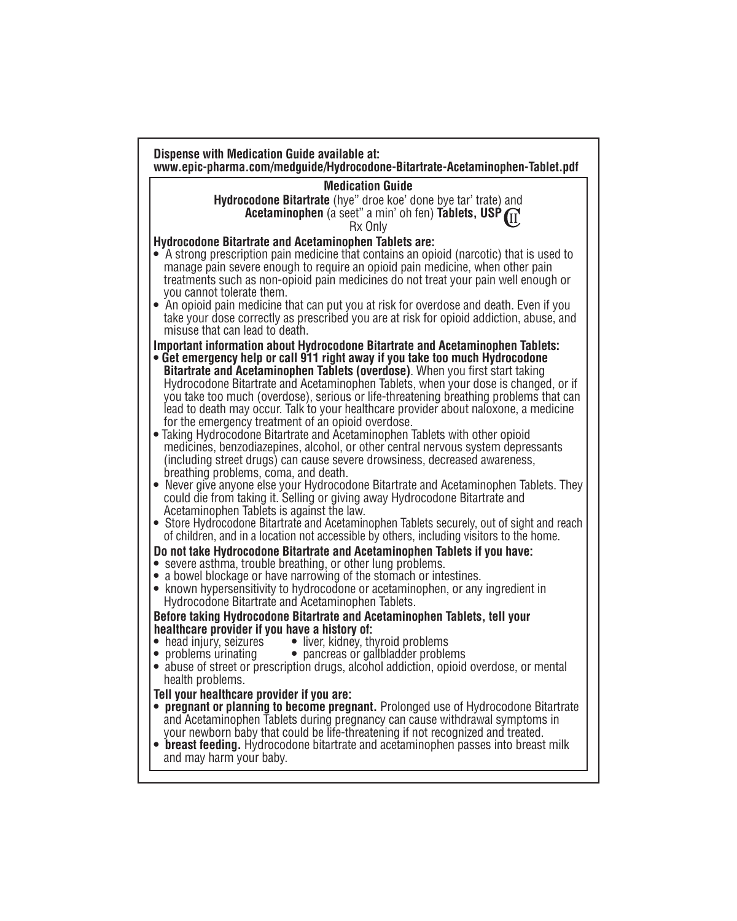**Dispense with Medication Guide available at:**
**www.epic-pharma.com/medguide/Hydrocodone-Bitartrate-Acetaminophen-Tablet.pdf**

## Medication Guide

**Hydrocodone Bitartrate** (hye" droe koe' done bye tar' trate) and
**Acetaminophen** (a seet" a min' oh fen) **Tablets, USP** CII
Rx Only

**Hydrocodone Bitartrate and Acetaminophen Tablets are:**

- A strong prescription pain medicine that contains an opioid (narcotic) that is used to manage pain severe enough to require an opioid pain medicine, when other pain treatments such as non-opioid pain medicines do not treat your pain well enough or you cannot tolerate them.
- An opioid pain medicine that can put you at risk for overdose and death. Even if you take your dose correctly as prescribed you are at risk for opioid addiction, abuse, and misuse that can lead to death.

**Important information about Hydrocodone Bitartrate and Acetaminophen Tablets:**

- **Get emergency help or call 911 right away if you take too much Hydrocodone Bitartrate and Acetaminophen Tablets (overdose)**. When you first start taking Hydrocodone Bitartrate and Acetaminophen Tablets, when your dose is changed, or if you take too much (overdose), serious or life-threatening breathing problems that can lead to death may occur. Talk to your healthcare provider about naloxone, a medicine for the emergency treatment of an opioid overdose.
- Taking Hydrocodone Bitartrate and Acetaminophen Tablets with other opioid medicines, benzodiazepines, alcohol, or other central nervous system depressants (including street drugs) can cause severe drowsiness, decreased awareness, breathing problems, coma, and death.
- Never give anyone else your Hydrocodone Bitartrate and Acetaminophen Tablets. They could die from taking it. Selling or giving away Hydrocodone Bitartrate and Acetaminophen Tablets is against the law.
- Store Hydrocodone Bitartrate and Acetaminophen Tablets securely, out of sight and reach of children, and in a location not accessible by others, including visitors to the home.

**Do not take Hydrocodone Bitartrate and Acetaminophen Tablets if you have:**

- severe asthma, trouble breathing, or other lung problems.
- a bowel blockage or have narrowing of the stomach or intestines.
- known hypersensitivity to hydrocodone or acetaminophen, or any ingredient in Hydrocodone Bitartrate and Acetaminophen Tablets.

**Before taking Hydrocodone Bitartrate and Acetaminophen Tablets, tell your healthcare provider if you have a history of:**

- head injury, seizures
- liver, kidney, thyroid problems
- problems urinating
- pancreas or gallbladder problems
- abuse of street or prescription drugs, alcohol addiction, opioid overdose, or mental health problems.

**Tell your healthcare provider if you are:**

- **pregnant or planning to become pregnant.** Prolonged use of Hydrocodone Bitartrate and Acetaminophen Tablets during pregnancy can cause withdrawal symptoms in your newborn baby that could be life-threatening if not recognized and treated.
- **breast feeding.** Hydrocodone bitartrate and acetaminophen passes into breast milk and may harm your baby.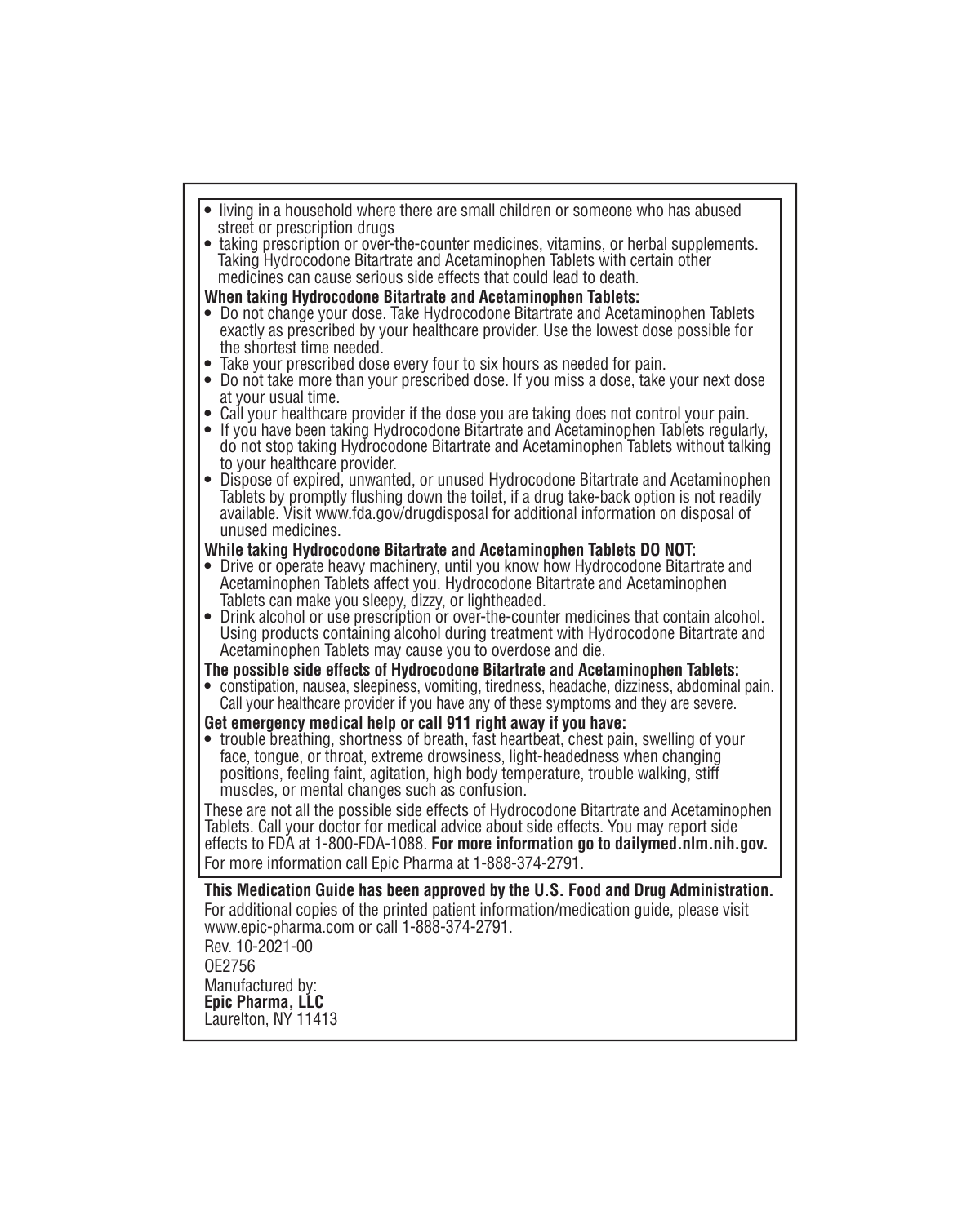- living in a household where there are small children or someone who has abused street or prescription drugs
- taking prescription or over-the-counter medicines, vitamins, or herbal supplements. Taking Hydrocodone Bitartrate and Acetaminophen Tablets with certain other medicines can cause serious side effects that could lead to death.

**When taking Hydrocodone Bitartrate and Acetaminophen Tablets:**

- Do not change your dose. Take Hydrocodone Bitartrate and Acetaminophen Tablets exactly as prescribed by your healthcare provider. Use the lowest dose possible for the shortest time needed.
- Take your prescribed dose every four to six hours as needed for pain.
- Do not take more than your prescribed dose. If you miss a dose, take your next dose at your usual time.
- Call your healthcare provider if the dose you are taking does not control your pain.
- If you have been taking Hydrocodone Bitartrate and Acetaminophen Tablets regularly, do not stop taking Hydrocodone Bitartrate and Acetaminophen Tablets without talking to your healthcare provider.
- Dispose of expired, unwanted, or unused Hydrocodone Bitartrate and Acetaminophen Tablets by promptly flushing down the toilet, if a drug take-back option is not readily available. Visit www.fda.gov/drugdisposal for additional information on disposal of unused medicines.

**While taking Hydrocodone Bitartrate and Acetaminophen Tablets DO NOT:**

- Drive or operate heavy machinery, until you know how Hydrocodone Bitartrate and Acetaminophen Tablets affect you. Hydrocodone Bitartrate and Acetaminophen Tablets can make you sleepy, dizzy, or lightheaded.
- Drink alcohol or use prescription or over-the-counter medicines that contain alcohol. Using products containing alcohol during treatment with Hydrocodone Bitartrate and Acetaminophen Tablets may cause you to overdose and die.

**The possible side effects of Hydrocodone Bitartrate and Acetaminophen Tablets:**

- constipation, nausea, sleepiness, vomiting, tiredness, headache, dizziness, abdominal pain. Call your healthcare provider if you have any of these symptoms and they are severe.

**Get emergency medical help or call 911 right away if you have:**

- trouble breathing, shortness of breath, fast heartbeat, chest pain, swelling of your face, tongue, or throat, extreme drowsiness, light-headedness when changing positions, feeling faint, agitation, high body temperature, trouble walking, stiff muscles, or mental changes such as confusion.

These are not all the possible side effects of Hydrocodone Bitartrate and Acetaminophen Tablets. Call your doctor for medical advice about side effects. You may report side effects to FDA at 1-800-FDA-1088. **For more information go to dailymed.nlm.nih.gov.**
For more information call Epic Pharma at 1-888-374-2791.

**This Medication Guide has been approved by the U.S. Food and Drug Administration.**

For additional copies of the printed patient information/medication guide, please visit www.epic-pharma.com or call 1-888-374-2791.

Rev. 10-2021-00

OE2756

Manufactured by:
**Epic Pharma, LLC**
Laurelton, NY 11413